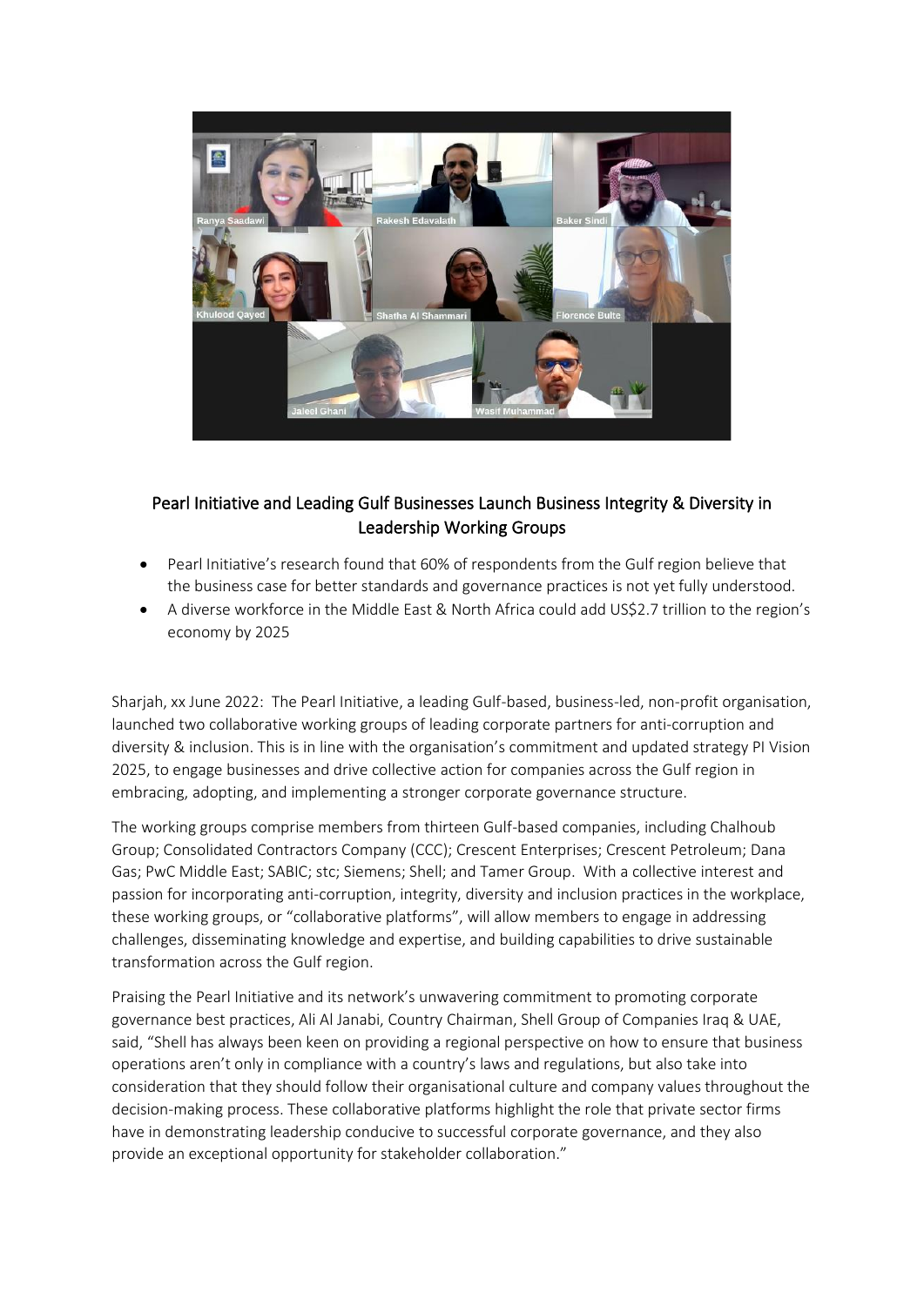## Pearl Initiative and Leading Gulf Businesses Launch Business Integrity & Diversity in Leadership Working Groups

- Pearl Initiative's research found that 60% of respondents from the Gulf region believe that the business case for better standards and governance practices is not yet fully understood.
- A diverse workforce in the Middle East & North Africa could add US$2.7 trillion to the region's economy by 2025

Sharjah, xx June 2022: The Pearl Initiative, a leading Gulf-based, business-led, non-profit organisation, launched two collaborative working groups of leading corporate partners for anti-corruption and diversity & inclusion. This is in line with the organisation's commitment and updated strategy PI Vision 2025, to engage businesses and drive collective action for companies across the Gulf region in embracing, adopting, and implementing a stronger corporate governance structure.

The working groups comprise members from thirteen Gulf-based companies, including Chalhoub Group; Consolidated Contractors Company (CCC); Crescent Enterprises; Crescent Petroleum; Dana Gas; PwC Middle East; SABIC; stc; Siemens; Shell; and Tamer Group. With a collective interest and passion for incorporating anti-corruption, integrity, diversity and inclusion practices in the workplace, these working groups, or "collaborative platforms", will allow members to engage in addressing challenges, disseminating knowledge and expertise, and building capabilities to drive sustainable transformation across the Gulf region.

Praising the Pearl Initiative and its network's unwavering commitment to promoting corporate governance best practices, Ali Al Janabi, Country Chairman, Shell Group of Companies Iraq & UAE, said, "Shell has always been keen on providing a regional perspective on how to ensure that business operations aren't only in compliance with a country's laws and regulations, but also take into consideration that they should follow their organisational culture and company values throughout the decision-making process. These collaborative platforms highlight the role that private sector firms have in demonstrating leadership conducive to successful corporate governance, and they also provide an exceptional opportunity for stakeholder collaboration."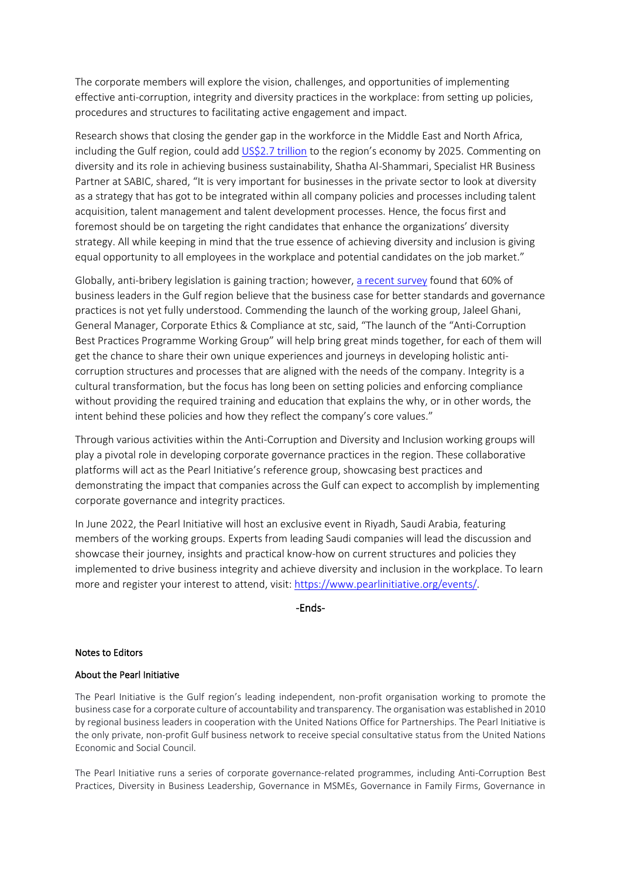The corporate members will explore the vision, challenges, and opportunities of implementing effective anti-corruption, integrity and diversity practices in the workplace: from setting up policies, procedures and structures to facilitating active engagement and impact.

Research shows that closing the gender gap in the workforce in the Middle East and North Africa, including the Gulf region, could add [US$2.7 trillion]() to the region's economy by 2025. Commenting on diversity and its role in achieving business sustainability, Shatha Al-Shammari, Specialist HR Business Partner at SABIC, shared, "It is very important for businesses in the private sector to look at diversity as a strategy that has got to be integrated within all company policies and processes including talent acquisition, talent management and talent development processes. Hence, the focus first and foremost should be on targeting the right candidates that enhance the organizations' diversity strategy. All while keeping in mind that the true essence of achieving diversity and inclusion is giving equal opportunity to all employees in the workplace and potential candidates on the job market."

Globally, anti-bribery legislation is gaining traction; however, [a recent survey]() found that 60% of business leaders in the Gulf region believe that the business case for better standards and governance practices is not yet fully understood. Commending the launch of the working group, Jaleel Ghani, General Manager, Corporate Ethics & Compliance at stc, said, "The launch of the "Anti-Corruption Best Practices Programme Working Group" will help bring great minds together, for each of them will get the chance to share their own unique experiences and journeys in developing holistic anti-corruption structures and processes that are aligned with the needs of the company. Integrity is a cultural transformation, but the focus has long been on setting policies and enforcing compliance without providing the required training and education that explains the why, or in other words, the intent behind these policies and how they reflect the company's core values."

Through various activities within the Anti-Corruption and Diversity and Inclusion working groups will play a pivotal role in developing corporate governance practices in the region. These collaborative platforms will act as the Pearl Initiative's reference group, showcasing best practices and demonstrating the impact that companies across the Gulf can expect to accomplish by implementing corporate governance and integrity practices.

In June 2022, the Pearl Initiative will host an exclusive event in Riyadh, Saudi Arabia, featuring members of the working groups. Experts from leading Saudi companies will lead the discussion and showcase their journey, insights and practical know-how on current structures and policies they implemented to drive business integrity and achieve diversity and inclusion in the workplace. To learn more and register your interest to attend, visit: [https://www.pearlinitiative.org/events/](https://www.pearlinitiative.org/events/).

-Ends-

#### Notes to Editors

#### About the Pearl Initiative

The Pearl Initiative is the Gulf region's leading independent, non-profit organisation working to promote the business case for a corporate culture of accountability and transparency. The organisation was established in 2010 by regional business leaders in cooperation with the United Nations Office for Partnerships. The Pearl Initiative is the only private, non-profit Gulf business network to receive special consultative status from the United Nations Economic and Social Council.

The Pearl Initiative runs a series of corporate governance-related programmes, including Anti-Corruption Best Practices, Diversity in Business Leadership, Governance in MSMEs, Governance in Family Firms, Governance in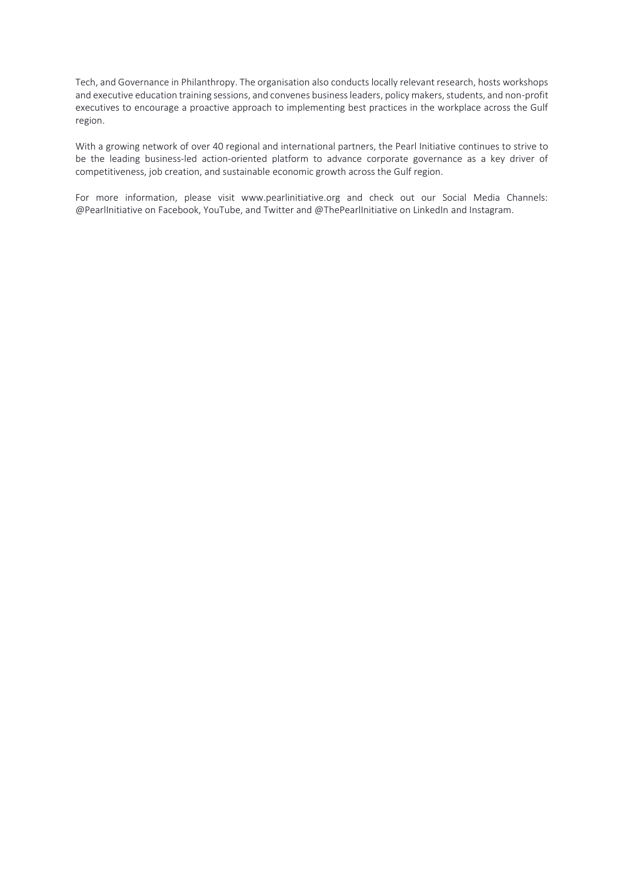Tech, and Governance in Philanthropy. The organisation also conducts locally relevant research, hosts workshops and executive education training sessions, and convenes business leaders, policy makers, students, and non-profit executives to encourage a proactive approach to implementing best practices in the workplace across the Gulf region.

With a growing network of over 40 regional and international partners, the Pearl Initiative continues to strive to be the leading business-led action-oriented platform to advance corporate governance as a key driver of competitiveness, job creation, and sustainable economic growth across the Gulf region.

For more information, please visit www.pearlinitiative.org and check out our Social Media Channels: @PearlInitiative on Facebook, YouTube, and Twitter and @ThePearlInitiative on LinkedIn and Instagram.